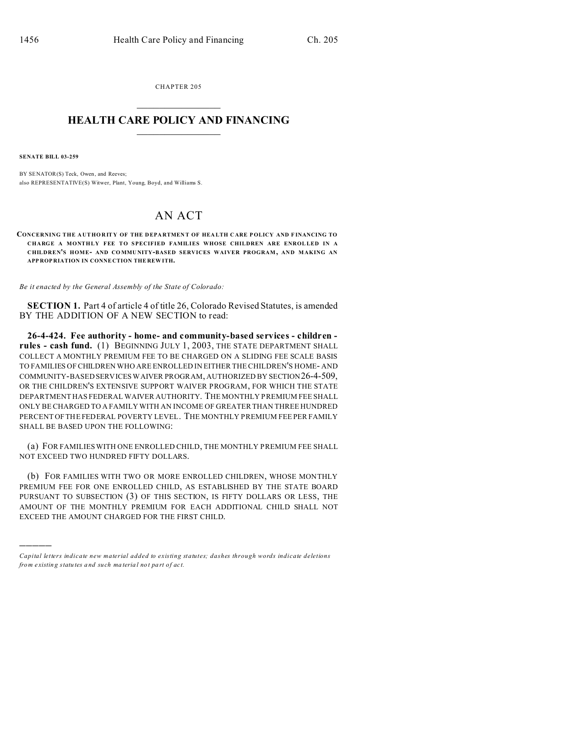CHAPTER 205

# HEALTH CARE POLICY AND FINANCING

**SENATE BILL 03-259**

BY SENATOR(S) Teck, Owen, and Reeves;
also REPRESENTATIVE(S) Witwer, Plant, Young, Boyd, and Williams S.

## AN ACT

**CONCERNING THE AUTHORITY OF THE DEPARTMENT OF HEALTH CARE POLICY AND FINANCING TO CHARGE A MONTHLY FEE TO SPECIFIED FAMILIES WHOSE CHILDREN ARE ENROLLED IN A CHILDREN'S HOME- AND COMMUNITY-BASED SERVICES WAIVER PROGRAM, AND MAKING AN APPROPRIATION IN CONNECTION THEREWITH.**

*Be it enacted by the General Assembly of the State of Colorado:*

**SECTION 1.** Part 4 of article 4 of title 26, Colorado Revised Statutes, is amended BY THE ADDITION OF A NEW SECTION to read:

**26-4-424. Fee authority - home- and community-based services - children - rules - cash fund.** (1) BEGINNING JULY 1, 2003, THE STATE DEPARTMENT SHALL COLLECT A MONTHLY PREMIUM FEE TO BE CHARGED ON A SLIDING FEE SCALE BASIS TO FAMILIES OF CHILDREN WHO ARE ENROLLED IN EITHER THE CHILDREN'S HOME- AND COMMUNITY-BASED SERVICES WAIVER PROGRAM, AUTHORIZED BY SECTION 26-4-509, OR THE CHILDREN'S EXTENSIVE SUPPORT WAIVER PROGRAM, FOR WHICH THE STATE DEPARTMENT HAS FEDERAL WAIVER AUTHORITY. THE MONTHLY PREMIUM FEE SHALL ONLY BE CHARGED TO A FAMILY WITH AN INCOME OF GREATER THAN THREE HUNDRED PERCENT OF THE FEDERAL POVERTY LEVEL. THE MONTHLY PREMIUM FEE PER FAMILY SHALL BE BASED UPON THE FOLLOWING:

(a) FOR FAMILIES WITH ONE ENROLLED CHILD, THE MONTHLY PREMIUM FEE SHALL NOT EXCEED TWO HUNDRED FIFTY DOLLARS.

(b) FOR FAMILIES WITH TWO OR MORE ENROLLED CHILDREN, WHOSE MONTHLY PREMIUM FEE FOR ONE ENROLLED CHILD, AS ESTABLISHED BY THE STATE BOARD PURSUANT TO SUBSECTION (3) OF THIS SECTION, IS FIFTY DOLLARS OR LESS, THE AMOUNT OF THE MONTHLY PREMIUM FOR EACH ADDITIONAL CHILD SHALL NOT EXCEED THE AMOUNT CHARGED FOR THE FIRST CHILD.

---

*Capital letters indicate new material added to existing statutes; dashes through words indicate deletions from existing statutes and such material not part of act.*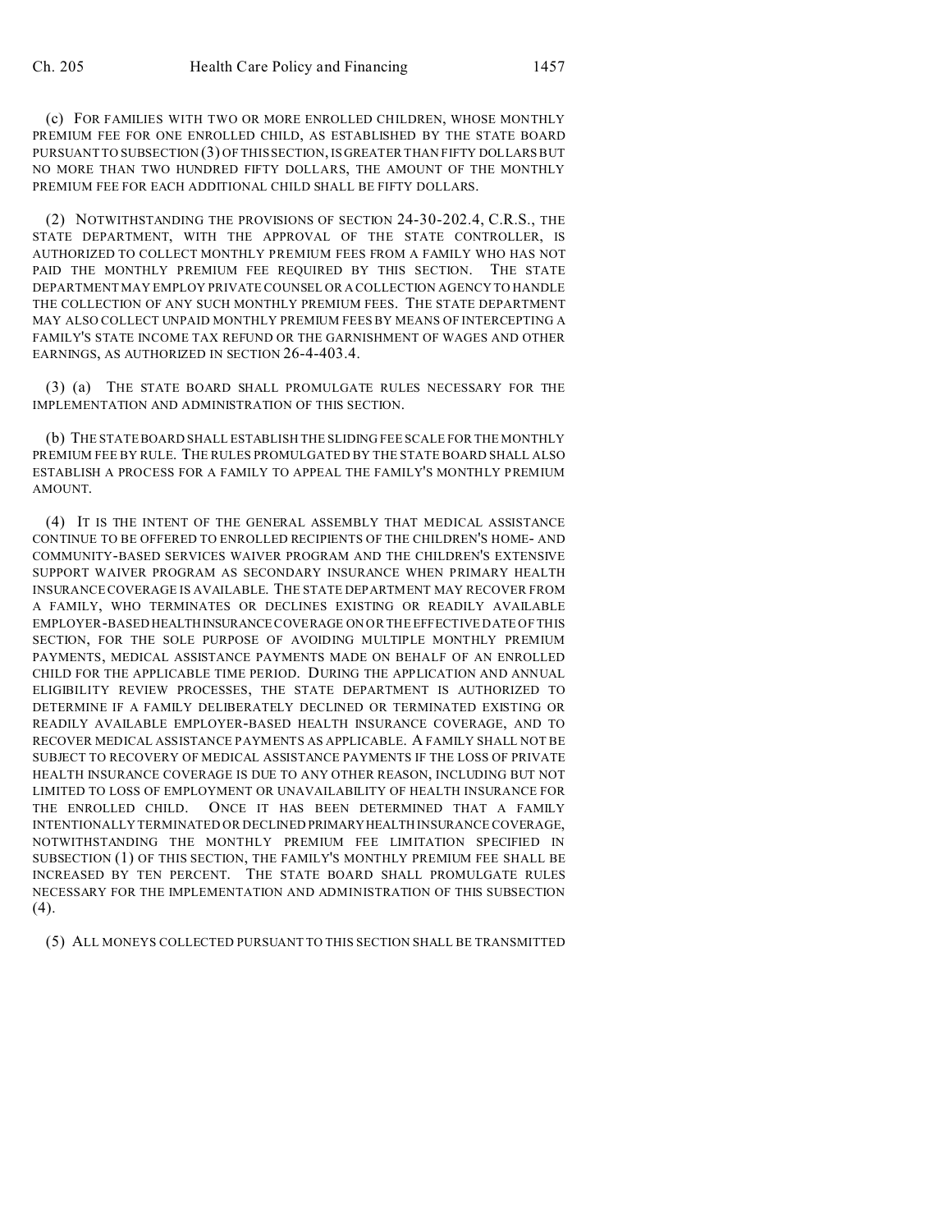(c) FOR FAMILIES WITH TWO OR MORE ENROLLED CHILDREN, WHOSE MONTHLY PREMIUM FEE FOR ONE ENROLLED CHILD, AS ESTABLISHED BY THE STATE BOARD PURSUANT TO SUBSECTION (3) OF THIS SECTION, IS GREATER THAN FIFTY DOLLARS BUT NO MORE THAN TWO HUNDRED FIFTY DOLLARS, THE AMOUNT OF THE MONTHLY PREMIUM FEE FOR EACH ADDITIONAL CHILD SHALL BE FIFTY DOLLARS.

(2) NOTWITHSTANDING THE PROVISIONS OF SECTION 24-30-202.4, C.R.S., THE STATE DEPARTMENT, WITH THE APPROVAL OF THE STATE CONTROLLER, IS AUTHORIZED TO COLLECT MONTHLY PREMIUM FEES FROM A FAMILY WHO HAS NOT PAID THE MONTHLY PREMIUM FEE REQUIRED BY THIS SECTION. THE STATE DEPARTMENT MAY EMPLOY PRIVATE COUNSEL OR A COLLECTION AGENCY TO HANDLE THE COLLECTION OF ANY SUCH MONTHLY PREMIUM FEES. THE STATE DEPARTMENT MAY ALSO COLLECT UNPAID MONTHLY PREMIUM FEES BY MEANS OF INTERCEPTING A FAMILY'S STATE INCOME TAX REFUND OR THE GARNISHMENT OF WAGES AND OTHER EARNINGS, AS AUTHORIZED IN SECTION 26-4-403.4.

(3) (a) THE STATE BOARD SHALL PROMULGATE RULES NECESSARY FOR THE IMPLEMENTATION AND ADMINISTRATION OF THIS SECTION.

(b) THE STATE BOARD SHALL ESTABLISH THE SLIDING FEE SCALE FOR THE MONTHLY PREMIUM FEE BY RULE. THE RULES PROMULGATED BY THE STATE BOARD SHALL ALSO ESTABLISH A PROCESS FOR A FAMILY TO APPEAL THE FAMILY'S MONTHLY PREMIUM AMOUNT.

(4) IT IS THE INTENT OF THE GENERAL ASSEMBLY THAT MEDICAL ASSISTANCE CONTINUE TO BE OFFERED TO ENROLLED RECIPIENTS OF THE CHILDREN'S HOME- AND COMMUNITY-BASED SERVICES WAIVER PROGRAM AND THE CHILDREN'S EXTENSIVE SUPPORT WAIVER PROGRAM AS SECONDARY INSURANCE WHEN PRIMARY HEALTH INSURANCE COVERAGE IS AVAILABLE. THE STATE DEPARTMENT MAY RECOVER FROM A FAMILY, WHO TERMINATES OR DECLINES EXISTING OR READILY AVAILABLE EMPLOYER-BASED HEALTH INSURANCE COVERAGE ON OR THE EFFECTIVE DATE OF THIS SECTION, FOR THE SOLE PURPOSE OF AVOIDING MULTIPLE MONTHLY PREMIUM PAYMENTS, MEDICAL ASSISTANCE PAYMENTS MADE ON BEHALF OF AN ENROLLED CHILD FOR THE APPLICABLE TIME PERIOD. DURING THE APPLICATION AND ANNUAL ELIGIBILITY REVIEW PROCESSES, THE STATE DEPARTMENT IS AUTHORIZED TO DETERMINE IF A FAMILY DELIBERATELY DECLINED OR TERMINATED EXISTING OR READILY AVAILABLE EMPLOYER-BASED HEALTH INSURANCE COVERAGE, AND TO RECOVER MEDICAL ASSISTANCE PAYMENTS AS APPLICABLE. A FAMILY SHALL NOT BE SUBJECT TO RECOVERY OF MEDICAL ASSISTANCE PAYMENTS IF THE LOSS OF PRIVATE HEALTH INSURANCE COVERAGE IS DUE TO ANY OTHER REASON, INCLUDING BUT NOT LIMITED TO LOSS OF EMPLOYMENT OR UNAVAILABILITY OF HEALTH INSURANCE FOR THE ENROLLED CHILD. ONCE IT HAS BEEN DETERMINED THAT A FAMILY INTENTIONALLY TERMINATED OR DECLINED PRIMARY HEALTH INSURANCE COVERAGE, NOTWITHSTANDING THE MONTHLY PREMIUM FEE LIMITATION SPECIFIED IN SUBSECTION (1) OF THIS SECTION, THE FAMILY'S MONTHLY PREMIUM FEE SHALL BE INCREASED BY TEN PERCENT. THE STATE BOARD SHALL PROMULGATE RULES NECESSARY FOR THE IMPLEMENTATION AND ADMINISTRATION OF THIS SUBSECTION (4).

(5) ALL MONEYS COLLECTED PURSUANT TO THIS SECTION SHALL BE TRANSMITTED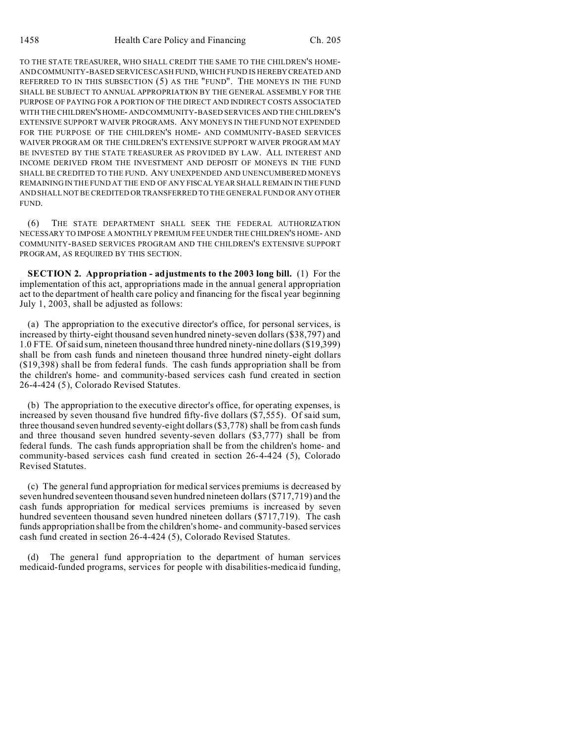TO THE STATE TREASURER, WHO SHALL CREDIT THE SAME TO THE CHILDREN'S HOME- AND COMMUNITY-BASED SERVICES CASH FUND, WHICH FUND IS HEREBY CREATED AND REFERRED TO IN THIS SUBSECTION (5) AS THE "FUND". THE MONEYS IN THE FUND SHALL BE SUBJECT TO ANNUAL APPROPRIATION BY THE GENERAL ASSEMBLY FOR THE PURPOSE OF PAYING FOR A PORTION OF THE DIRECT AND INDIRECT COSTS ASSOCIATED WITH THE CHILDREN'S HOME- AND COMMUNITY-BASED SERVICES AND THE CHILDREN'S EXTENSIVE SUPPORT WAIVER PROGRAMS. ANY MONEYS IN THE FUND NOT EXPENDED FOR THE PURPOSE OF THE CHILDREN'S HOME- AND COMMUNITY-BASED SERVICES WAIVER PROGRAM OR THE CHILDREN'S EXTENSIVE SUPPORT WAIVER PROGRAM MAY BE INVESTED BY THE STATE TREASURER AS PROVIDED BY LAW. ALL INTEREST AND INCOME DERIVED FROM THE INVESTMENT AND DEPOSIT OF MONEYS IN THE FUND SHALL BE CREDITED TO THE FUND. ANY UNEXPENDED AND UNENCUMBERED MONEYS REMAINING IN THE FUND AT THE END OF ANY FISCAL YEAR SHALL REMAIN IN THE FUND AND SHALL NOT BE CREDITED OR TRANSFERRED TO THE GENERAL FUND OR ANY OTHER FUND.

(6) THE STATE DEPARTMENT SHALL SEEK THE FEDERAL AUTHORIZATION NECESSARY TO IMPOSE A MONTHLY PREMIUM FEE UNDER THE CHILDREN'S HOME- AND COMMUNITY-BASED SERVICES PROGRAM AND THE CHILDREN'S EXTENSIVE SUPPORT PROGRAM, AS REQUIRED BY THIS SECTION.

**SECTION 2. Appropriation - adjustments to the 2003 long bill.** (1) For the implementation of this act, appropriations made in the annual general appropriation act to the department of health care policy and financing for the fiscal year beginning July 1, 2003, shall be adjusted as follows:

(a) The appropriation to the executive director's office, for personal services, is increased by thirty-eight thousand seven hundred ninety-seven dollars ($38,797) and 1.0 FTE. Of said sum, nineteen thousand three hundred ninety-nine dollars ($19,399) shall be from cash funds and nineteen thousand three hundred ninety-eight dollars ($19,398) shall be from federal funds. The cash funds appropriation shall be from the children's home- and community-based services cash fund created in section 26-4-424 (5), Colorado Revised Statutes.

(b) The appropriation to the executive director's office, for operating expenses, is increased by seven thousand five hundred fifty-five dollars ($7,555). Of said sum, three thousand seven hundred seventy-eight dollars ($3,778) shall be from cash funds and three thousand seven hundred seventy-seven dollars ($3,777) shall be from federal funds. The cash funds appropriation shall be from the children's home- and community-based services cash fund created in section 26-4-424 (5), Colorado Revised Statutes.

(c) The general fund appropriation for medical services premiums is decreased by seven hundred seventeen thousand seven hundred nineteen dollars ($717,719) and the cash funds appropriation for medical services premiums is increased by seven hundred seventeen thousand seven hundred nineteen dollars ($717,719). The cash funds appropriation shall be from the children's home- and community-based services cash fund created in section 26-4-424 (5), Colorado Revised Statutes.

(d) The general fund appropriation to the department of human services medicaid-funded programs, services for people with disabilities-medicaid funding,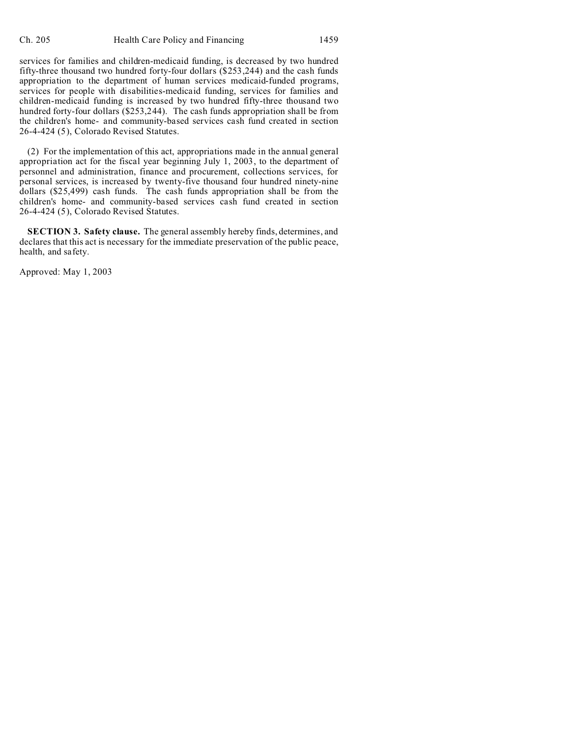services for families and children-medicaid funding, is decreased by two hundred fifty-three thousand two hundred forty-four dollars ($253,244) and the cash funds appropriation to the department of human services medicaid-funded programs, services for people with disabilities-medicaid funding, services for families and children-medicaid funding is increased by two hundred fifty-three thousand two hundred forty-four dollars ($253,244). The cash funds appropriation shall be from the children's home- and community-based services cash fund created in section 26-4-424 (5), Colorado Revised Statutes.

(2) For the implementation of this act, appropriations made in the annual general appropriation act for the fiscal year beginning July 1, 2003, to the department of personnel and administration, finance and procurement, collections services, for personal services, is increased by twenty-five thousand four hundred ninety-nine dollars ($25,499) cash funds. The cash funds appropriation shall be from the children's home- and community-based services cash fund created in section 26-4-424 (5), Colorado Revised Statutes.

**SECTION 3. Safety clause.** The general assembly hereby finds, determines, and declares that this act is necessary for the immediate preservation of the public peace, health, and safety.

Approved: May 1, 2003